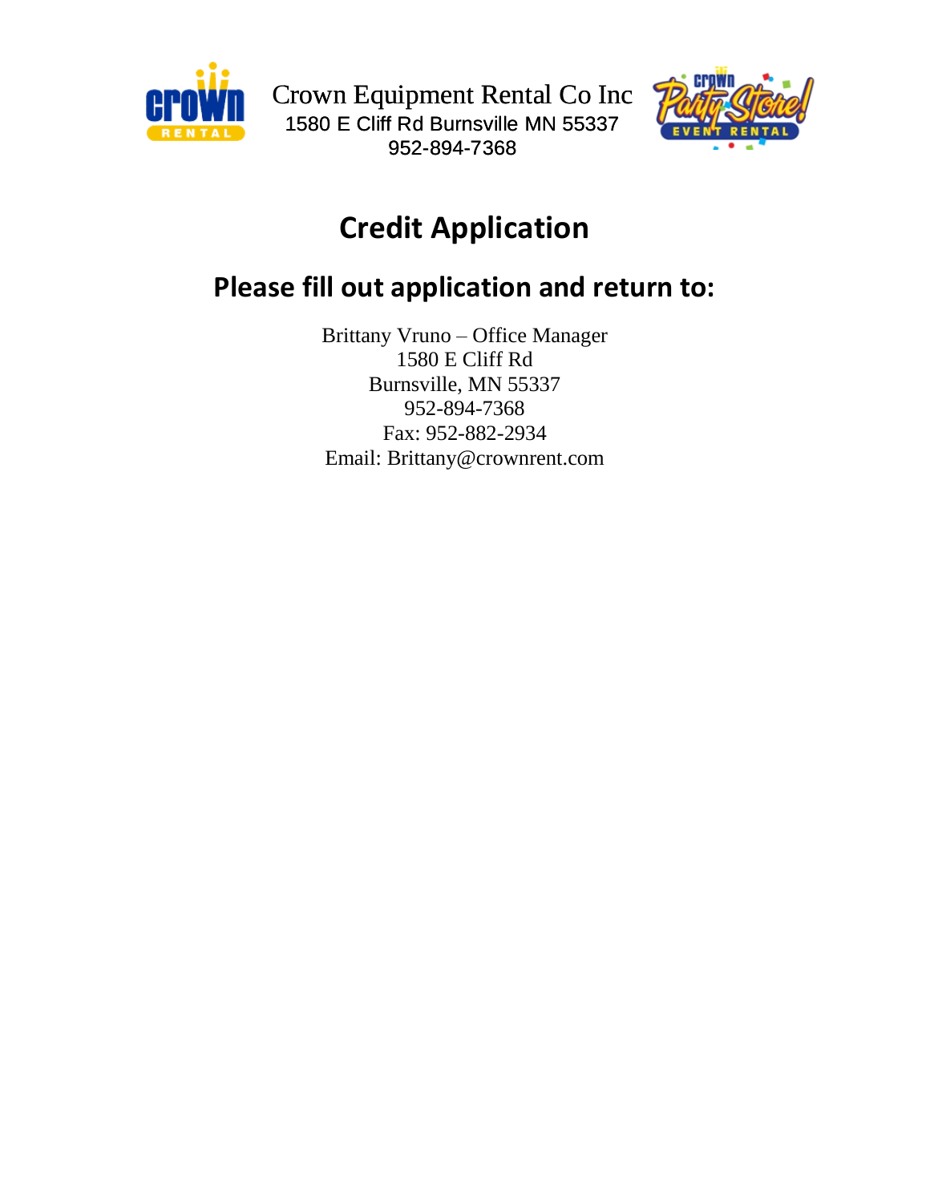Crown Equipment Rental Co Inc
1580 E Cliff Rd Burnsville MN 55337
952-894-7368

# Credit Application

## Please fill out application and return to:

Brittany Vruno – Office Manager
1580 E Cliff Rd
Burnsville, MN 55337
952-894-7368
Fax: 952-882-2934
Email: Brittany@crownrent.com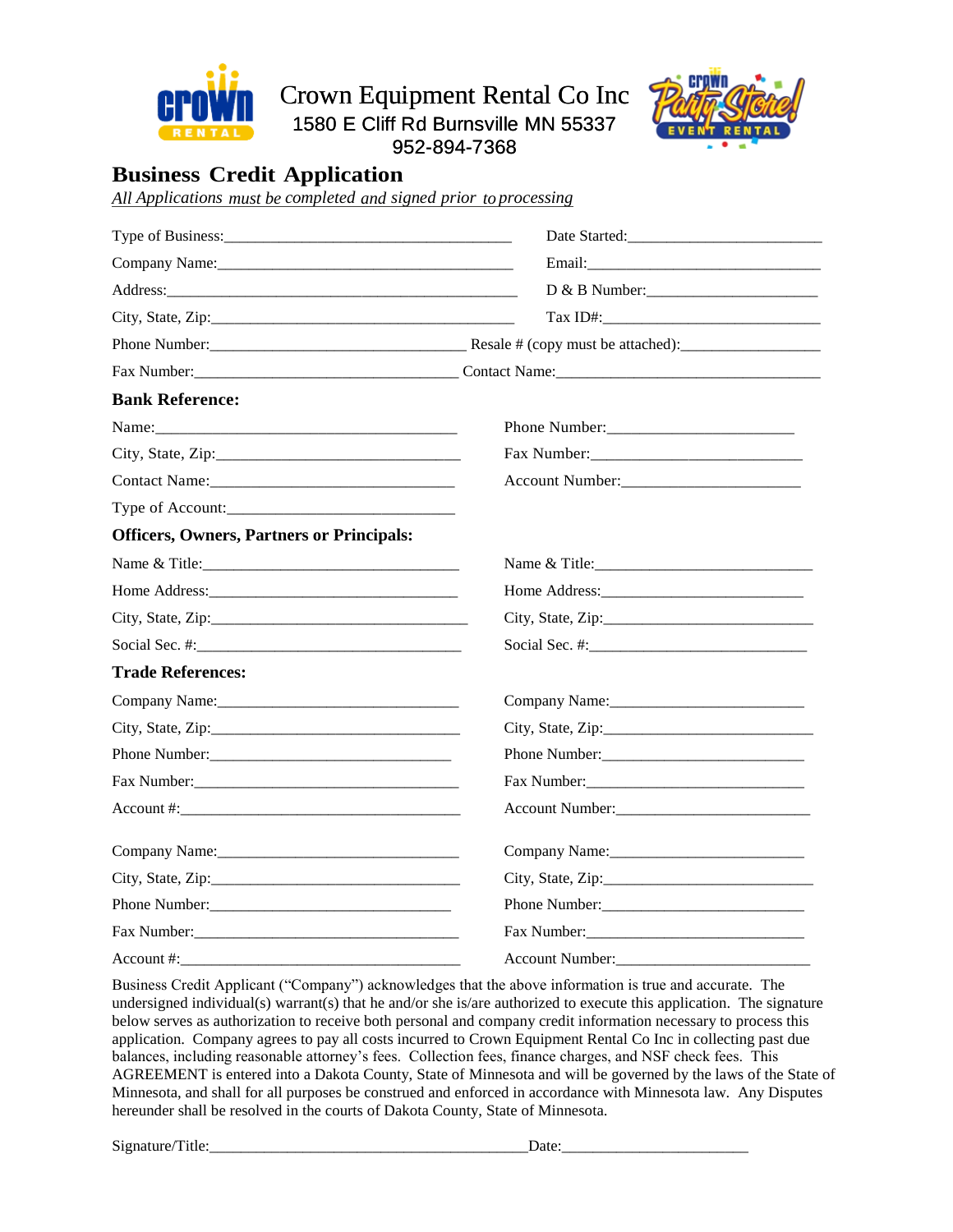Crown Equipment Rental Co Inc
1580 E Cliff Rd Burnsville MN 55337
952-894-7368

# Business Credit Application

*All Applications must be completed and signed prior to processing*

Type of Business:_____________________________________ Date Started:_________________________

Company Name:_____________________________________ Email:______________________________

Address:_______________________________________________ D & B Number:______________________

City, State, Zip:_____________________________________ Tax ID#:______________________________

Phone Number:________________________________ Resale # (copy must be attached):_________________

Fax Number:__________________________________ Contact Name:___________________________________

**Bank Reference:**

Name:________________________________________ Phone Number:_______________________

City, State, Zip:_____________________________ Fax Number:__________________________

Contact Name:______________________________ Account Number:_____________________

Type of Account:____________________________

**Officers, Owners, Partners or Principals:**

Name & Title:_______________________________ Name & Title:___________________________

Home Address:______________________________ Home Address:__________________________

City, State, Zip:_____________________________ City, State, Zip:__________________________

Social Sec. #:______________________________ Social Sec. #:____________________________

**Trade References:**

Company Name:_____________________________ Company Name:_________________________

City, State, Zip:_____________________________ City, State, Zip:__________________________

Phone Number:______________________________ Phone Number:__________________________

Fax Number:_________________________________ Fax Number:____________________________

Account #:__________________________________ Account Number:________________________

Company Name:_____________________________ Company Name:_________________________

City, State, Zip:_____________________________ City, State, Zip:__________________________

Phone Number:______________________________ Phone Number:__________________________

Fax Number:_________________________________ Fax Number:____________________________

Account #:__________________________________ Account Number:________________________

Business Credit Applicant ("Company") acknowledges that the above information is true and accurate. The undersigned individual(s) warrant(s) that he and/or she is/are authorized to execute this application. The signature below serves as authorization to receive both personal and company credit information necessary to process this application. Company agrees to pay all costs incurred to Crown Equipment Rental Co Inc in collecting past due balances, including reasonable attorney's fees. Collection fees, finance charges, and NSF check fees. This AGREEMENT is entered into a Dakota County, State of Minnesota and will be governed by the laws of the State of Minnesota, and shall for all purposes be construed and enforced in accordance with Minnesota law. Any Disputes hereunder shall be resolved in the courts of Dakota County, State of Minnesota.

Signature/Title:________________________________________Date:_______________________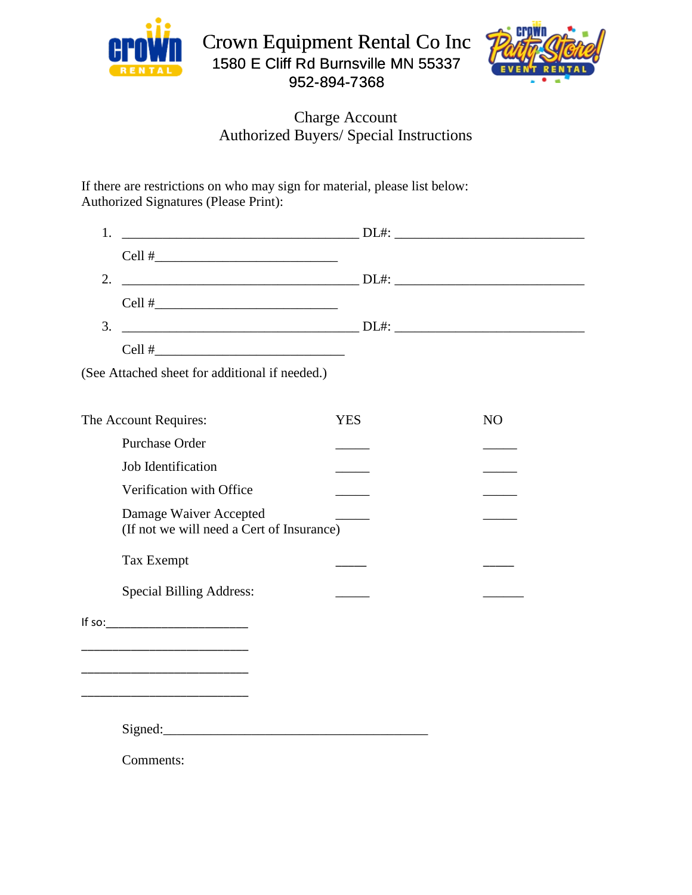# Crown Equipment Rental Co Inc

1580 E Cliff Rd Burnsville MN 55337

952-894-7368

## Charge Account
## Authorized Buyers/ Special Instructions

If there are restrictions on who may sign for material, please list below:
Authorized Signatures (Please Print):

1. ___________________________________ DL#: ____________________________

   Cell #___________________________

2. ___________________________________ DL#: ____________________________

   Cell #___________________________

3. ___________________________________ DL#: ____________________________

   Cell #____________________________

(See Attached sheet for additional if needed.)

| The Account Requires: | YES | NO |
|---|---|---|
| Purchase Order | _____ | _____ |
| Job Identification | _____ | _____ |
| Verification with Office | _____ | _____ |
| Damage Waiver Accepted (If not we will need a Cert of Insurance) | _____ | _____ |
| Tax Exempt | _____ | _____ |
| Special Billing Address: | _____ | ______ |

If so:______________________

_________________________

_________________________

_________________________

Signed:________________________________________

Comments: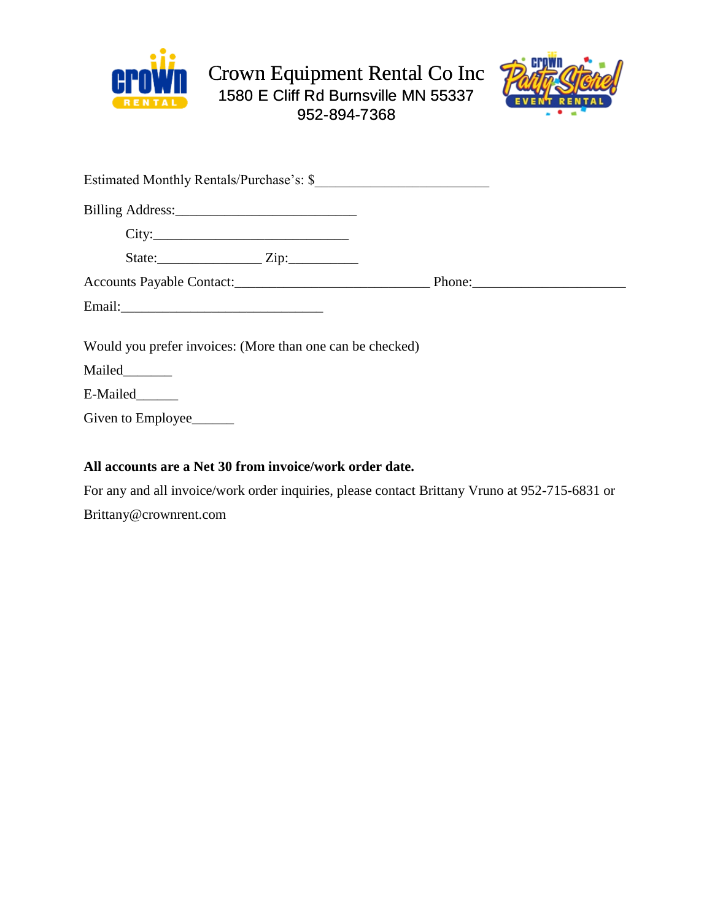# Crown Equipment Rental Co Inc

1580 E Cliff Rd Burnsville MN 55337

952-894-7368

Estimated Monthly Rentals/Purchase's: $________________________

Billing Address:_________________________

City:___________________________

State:______________ Zip:__________

Accounts Payable Contact:___________________________ Phone:_____________________

Email:____________________________

Would you prefer invoices: (More than one can be checked)

Mailed_______

E-Mailed______

Given to Employee______

**All accounts are a Net 30 from invoice/work order date.**

For any and all invoice/work order inquiries, please contact Brittany Vruno at 952-715-6831 or Brittany@crownrent.com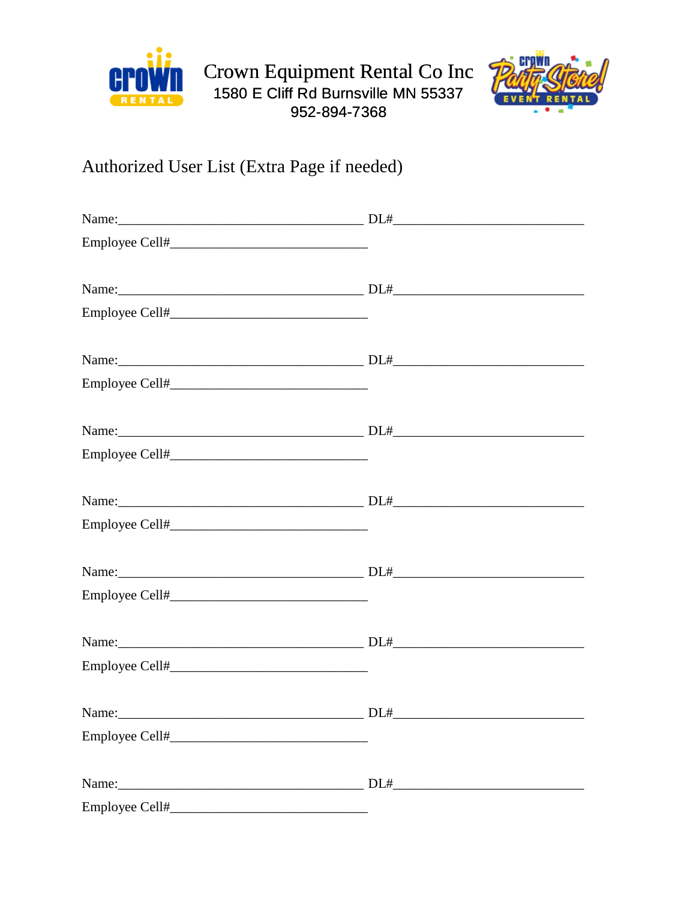Crown Equipment Rental Co Inc
1580 E Cliff Rd Burnsville MN 55337
952-894-7368

## Authorized User List (Extra Page if needed)

Name:_____________________________________ DL#_____________________________
Employee Cell#______________________________

Name:_____________________________________ DL#_____________________________
Employee Cell#______________________________

Name:_____________________________________ DL#_____________________________
Employee Cell#______________________________

Name:_____________________________________ DL#_____________________________
Employee Cell#______________________________

Name:_____________________________________ DL#_____________________________
Employee Cell#______________________________

Name:_____________________________________ DL#_____________________________
Employee Cell#______________________________

Name:_____________________________________ DL#_____________________________
Employee Cell#______________________________

Name:_____________________________________ DL#_____________________________
Employee Cell#______________________________

Name:_____________________________________ DL#_____________________________
Employee Cell#______________________________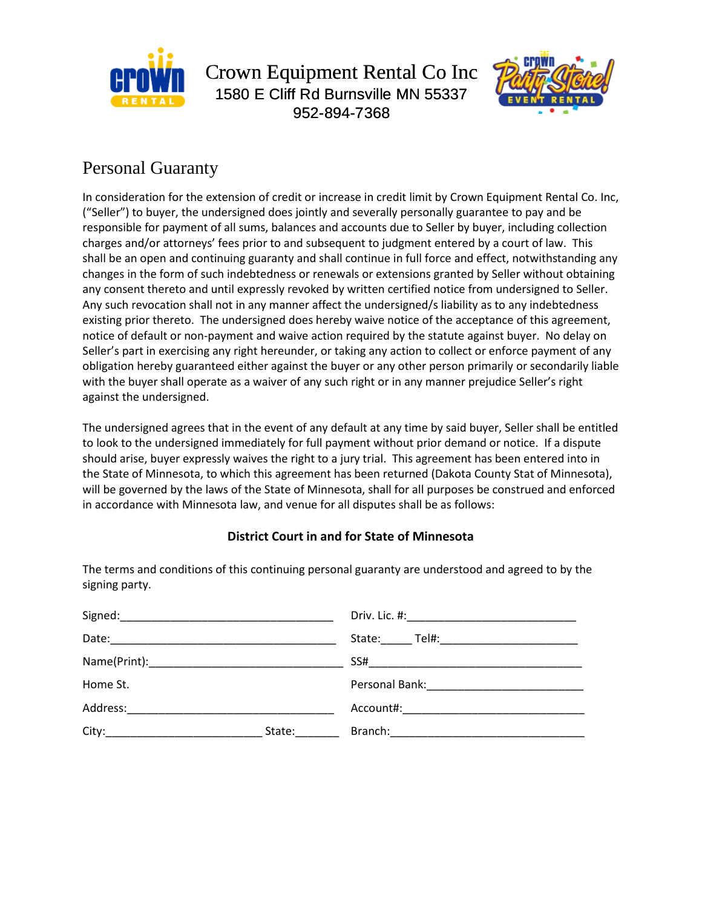Crown Equipment Rental Co Inc
1580 E Cliff Rd Burnsville MN 55337
952-894-7368

# Personal Guaranty

In consideration for the extension of credit or increase in credit limit by Crown Equipment Rental Co. Inc, ("Seller") to buyer, the undersigned does jointly and severally personally guarantee to pay and be responsible for payment of all sums, balances and accounts due to Seller by buyer, including collection charges and/or attorneys' fees prior to and subsequent to judgment entered by a court of law. This shall be an open and continuing guaranty and shall continue in full force and effect, notwithstanding any changes in the form of such indebtedness or renewals or extensions granted by Seller without obtaining any consent thereto and until expressly revoked by written certified notice from undersigned to Seller. Any such revocation shall not in any manner affect the undersigned/s liability as to any indebtedness existing prior thereto. The undersigned does hereby waive notice of the acceptance of this agreement, notice of default or non-payment and waive action required by the statute against buyer. No delay on Seller's part in exercising any right hereunder, or taking any action to collect or enforce payment of any obligation hereby guaranteed either against the buyer or any other person primarily or secondarily liable with the buyer shall operate as a waiver of any such right or in any manner prejudice Seller's right against the undersigned.

The undersigned agrees that in the event of any default at any time by said buyer, Seller shall be entitled to look to the undersigned immediately for full payment without prior demand or notice. If a dispute should arise, buyer expressly waives the right to a jury trial. This agreement has been entered into in the State of Minnesota, to which this agreement has been returned (Dakota County Stat of Minnesota), will be governed by the laws of the State of Minnesota, shall for all purposes be construed and enforced in accordance with Minnesota law, and venue for all disputes shall be as follows:

**District Court in and for State of Minnesota**

The terms and conditions of this continuing personal guaranty are understood and agreed to by the signing party.

Signed:___________________________________

Date:_____________________________________

Name(Print):______________________________

Home St.

Address:__________________________________

City:________________________ State:_______

Driv. Lic. #:___________________________

State:_____ Tel#:______________________

SS#__________________________________

Personal Bank:_________________________

Account#:_____________________________

Branch:_______________________________